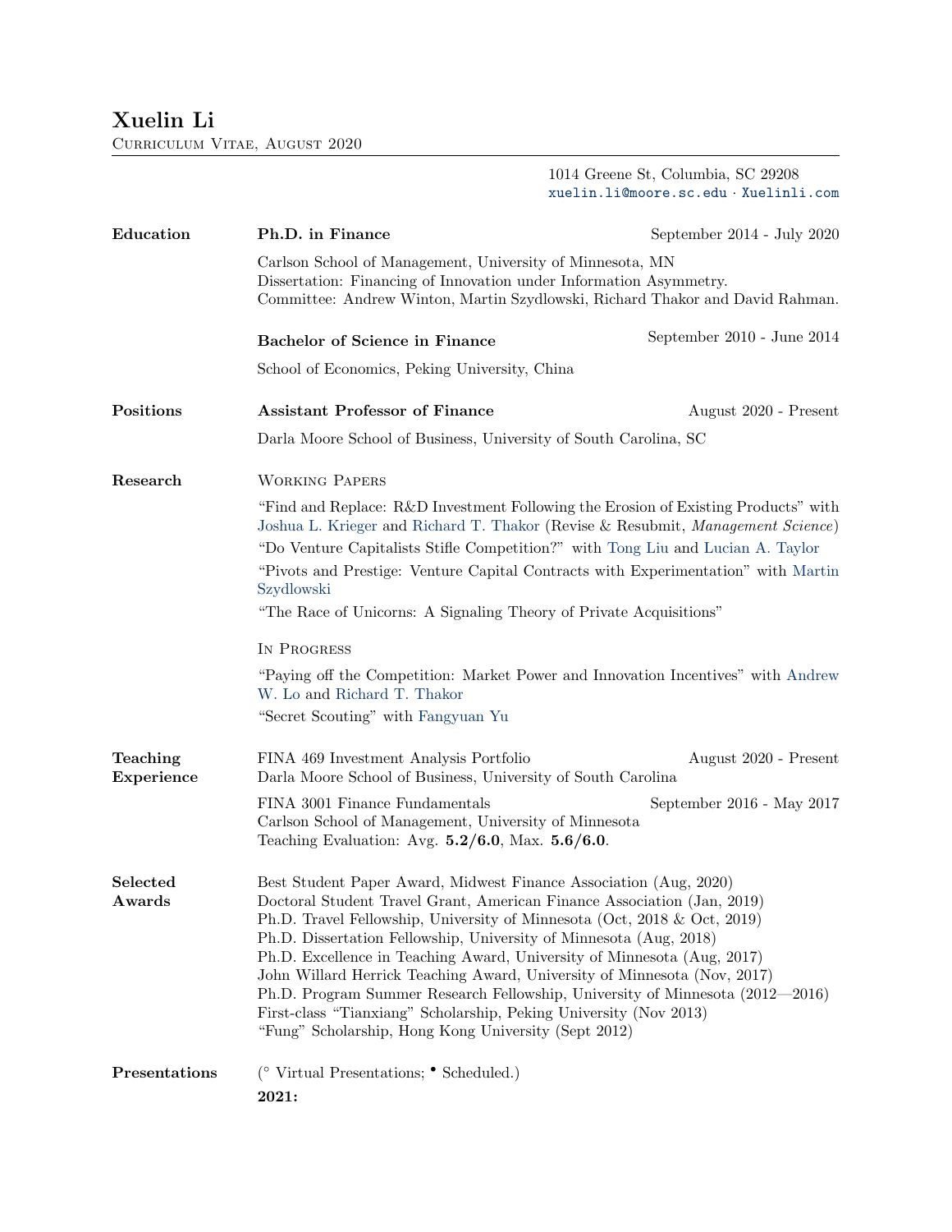# Xuelin Li

Curriculum Vitae, August 2020

1014 Greene St, Columbia, SC 29208
xuelin.li@moore.sc.edu · Xuelinli.com

## Education

**Ph.D. in Finance** — September 2014 - July 2020

Carlson School of Management, University of Minnesota, MN
Dissertation: Financing of Innovation under Information Asymmetry.
Committee: Andrew Winton, Martin Szydlowski, Richard Thakor and David Rahman.

**Bachelor of Science in Finance** — September 2010 - June 2014

School of Economics, Peking University, China

## Positions

**Assistant Professor of Finance** — August 2020 - Present

Darla Moore School of Business, University of South Carolina, SC

## Research

### Working Papers

"Find and Replace: R&D Investment Following the Erosion of Existing Products" with Joshua L. Krieger and Richard T. Thakor (Revise & Resubmit, *Management Science*)

"Do Venture Capitalists Stifle Competition?" with Tong Liu and Lucian A. Taylor

"Pivots and Prestige: Venture Capital Contracts with Experimentation" with Martin Szydlowski

"The Race of Unicorns: A Signaling Theory of Private Acquisitions"

### In Progress

"Paying off the Competition: Market Power and Innovation Incentives" with Andrew W. Lo and Richard T. Thakor

"Secret Scouting" with Fangyuan Yu

## Teaching Experience

FINA 469 Investment Analysis Portfolio — August 2020 - Present
Darla Moore School of Business, University of South Carolina

FINA 3001 Finance Fundamentals — September 2016 - May 2017
Carlson School of Management, University of Minnesota
Teaching Evaluation: Avg. **5.2/6.0**, Max. **5.6/6.0**.

## Selected Awards

Best Student Paper Award, Midwest Finance Association (Aug, 2020)
Doctoral Student Travel Grant, American Finance Association (Jan, 2019)
Ph.D. Travel Fellowship, University of Minnesota (Oct, 2018 & Oct, 2019)
Ph.D. Dissertation Fellowship, University of Minnesota (Aug, 2018)
Ph.D. Excellence in Teaching Award, University of Minnesota (Aug, 2017)
John Willard Herrick Teaching Award, University of Minnesota (Nov, 2017)
Ph.D. Program Summer Research Fellowship, University of Minnesota (2012—2016)
First-class "Tianxiang" Scholarship, Peking University (Nov 2013)
"Fung" Scholarship, Hong Kong University (Sept 2012)

## Presentations

(° Virtual Presentations; • Scheduled.)

**2021:**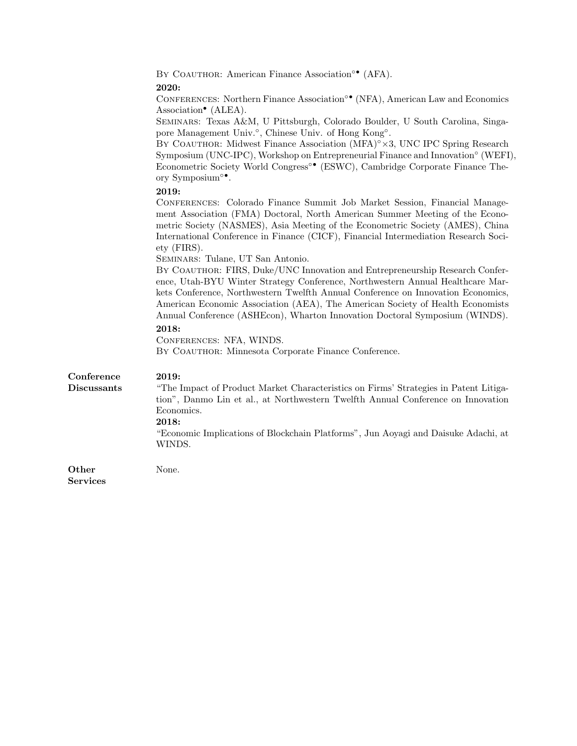By Coauthor: American Finance Association°• (AFA).

**2020:**

Conferences: Northern Finance Association°• (NFA), American Law and Economics Association• (ALEA).

Seminars: Texas A&M, U Pittsburgh, Colorado Boulder, U South Carolina, Singapore Management Univ.°, Chinese Univ. of Hong Kong°.

By Coauthor: Midwest Finance Association (MFA)°×3, UNC IPC Spring Research Symposium (UNC-IPC), Workshop on Entrepreneurial Finance and Innovation° (WEFI), Econometric Society World Congress°• (ESWC), Cambridge Corporate Finance Theory Symposium°•.

**2019:**

Conferences: Colorado Finance Summit Job Market Session, Financial Management Association (FMA) Doctoral, North American Summer Meeting of the Econometric Society (NASMES), Asia Meeting of the Econometric Society (AMES), China International Conference in Finance (CICF), Financial Intermediation Research Society (FIRS).

Seminars: Tulane, UT San Antonio.

By Coauthor: FIRS, Duke/UNC Innovation and Entrepreneurship Research Conference, Utah-BYU Winter Strategy Conference, Northwestern Annual Healthcare Markets Conference, Northwestern Twelfth Annual Conference on Innovation Economics, American Economic Association (AEA), The American Society of Health Economists Annual Conference (ASHEcon), Wharton Innovation Doctoral Symposium (WINDS).

**2018:**

Conferences: NFA, WINDS.

By Coauthor: Minnesota Corporate Finance Conference.

**Conference Discussants**

**2019:**

"The Impact of Product Market Characteristics on Firms' Strategies in Patent Litigation", Danmo Lin et al., at Northwestern Twelfth Annual Conference on Innovation Economics.

**2018:**

"Economic Implications of Blockchain Platforms", Jun Aoyagi and Daisuke Adachi, at WINDS.

**Other Services**

None.